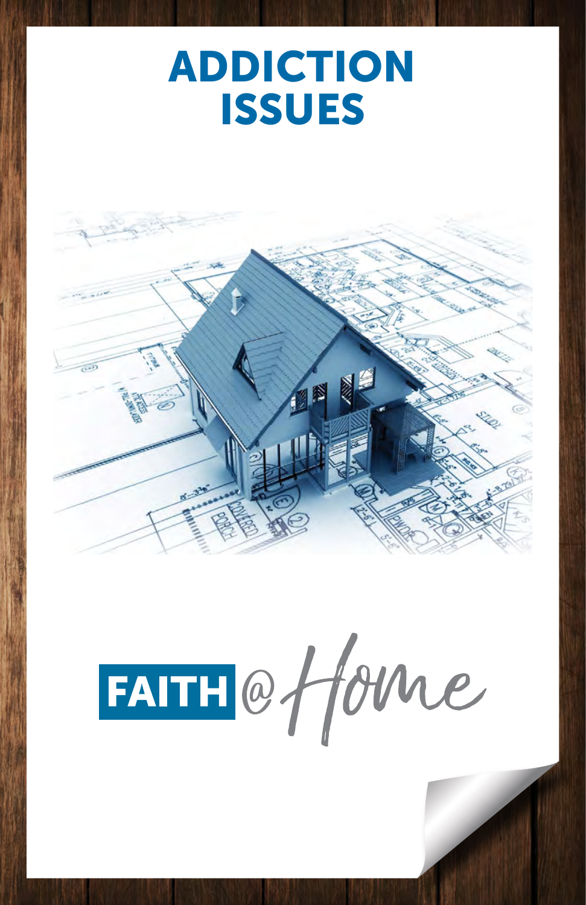# ADDICTION ISSUES

FAITH @ Home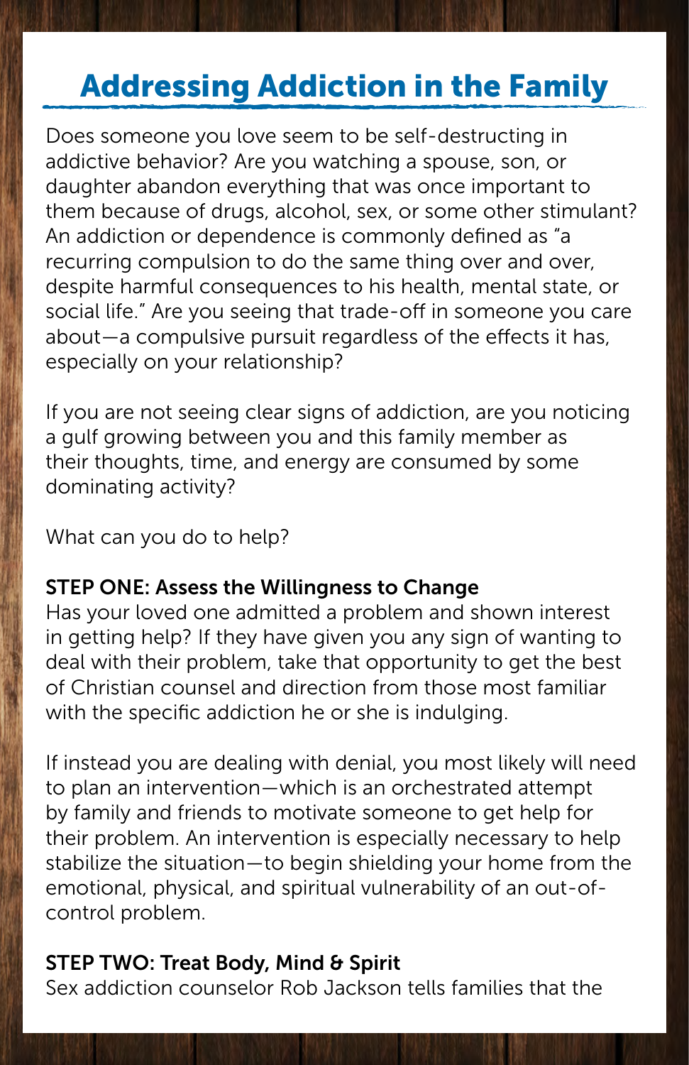# Addressing Addiction in the Family

Does someone you love seem to be self-destructing in addictive behavior? Are you watching a spouse, son, or daughter abandon everything that was once important to them because of drugs, alcohol, sex, or some other stimulant? An addiction or dependence is commonly defined as "a recurring compulsion to do the same thing over and over, despite harmful consequences to his health, mental state, or social life." Are you seeing that trade-off in someone you care about—a compulsive pursuit regardless of the effects it has, especially on your relationship?

If you are not seeing clear signs of addiction, are you noticing a gulf growing between you and this family member as their thoughts, time, and energy are consumed by some dominating activity?

What can you do to help?

**STEP ONE: Assess the Willingness to Change**

Has your loved one admitted a problem and shown interest in getting help? If they have given you any sign of wanting to deal with their problem, take that opportunity to get the best of Christian counsel and direction from those most familiar with the specific addiction he or she is indulging.

If instead you are dealing with denial, you most likely will need to plan an intervention—which is an orchestrated attempt by family and friends to motivate someone to get help for their problem. An intervention is especially necessary to help stabilize the situation—to begin shielding your home from the emotional, physical, and spiritual vulnerability of an out-of-control problem.

**STEP TWO: Treat Body, Mind & Spirit**

Sex addiction counselor Rob Jackson tells families that the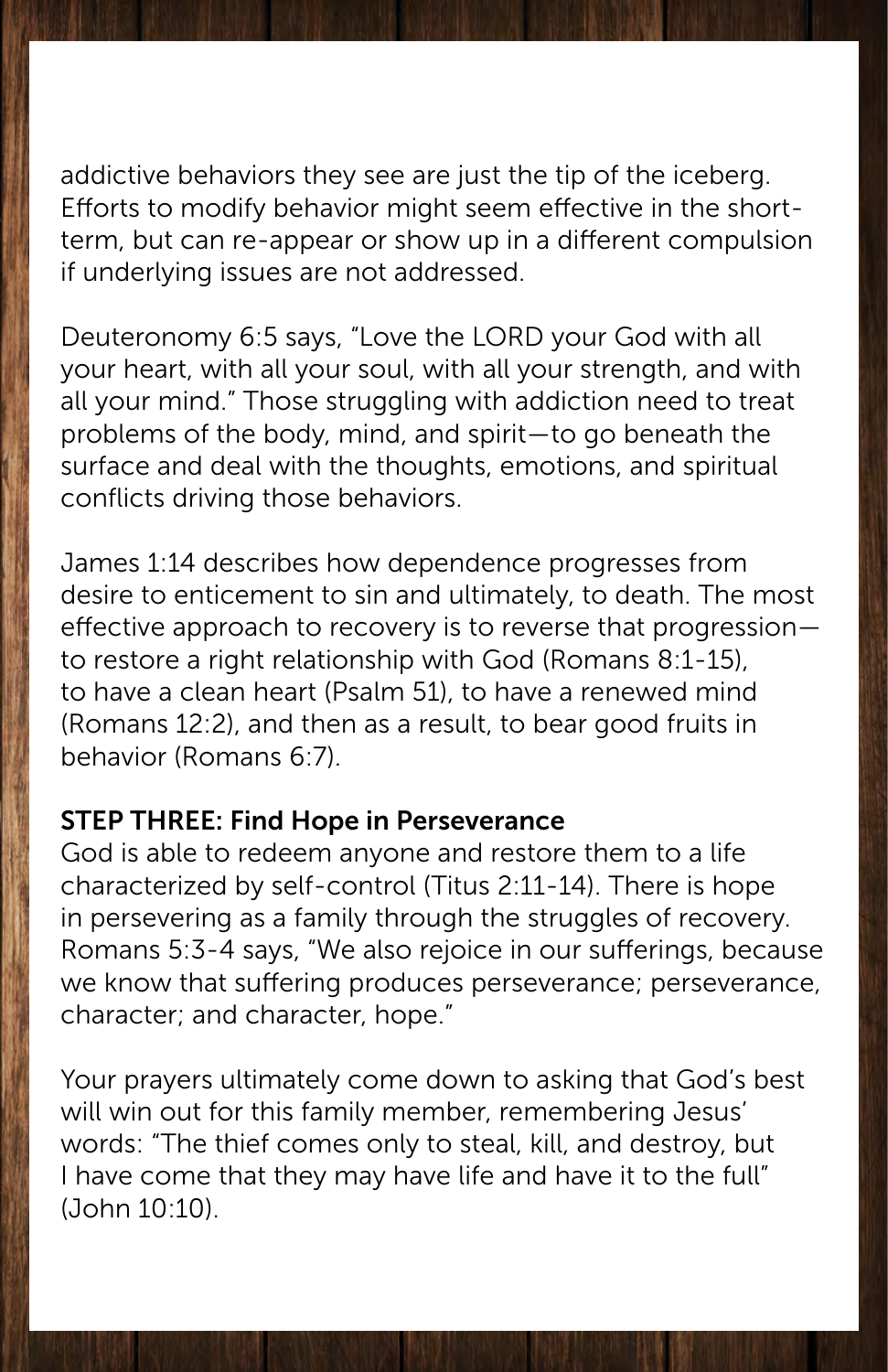addictive behaviors they see are just the tip of the iceberg. Efforts to modify behavior might seem effective in the short-term, but can re-appear or show up in a different compulsion if underlying issues are not addressed.

Deuteronomy 6:5 says, "Love the LORD your God with all your heart, with all your soul, with all your strength, and with all your mind." Those struggling with addiction need to treat problems of the body, mind, and spirit—to go beneath the surface and deal with the thoughts, emotions, and spiritual conflicts driving those behaviors.

James 1:14 describes how dependence progresses from desire to enticement to sin and ultimately, to death. The most effective approach to recovery is to reverse that progression—to restore a right relationship with God (Romans 8:1-15), to have a clean heart (Psalm 51), to have a renewed mind (Romans 12:2), and then as a result, to bear good fruits in behavior (Romans 6:7).

### STEP THREE: Find Hope in Perseverance

God is able to redeem anyone and restore them to a life characterized by self-control (Titus 2:11-14). There is hope in persevering as a family through the struggles of recovery. Romans 5:3-4 says, "We also rejoice in our sufferings, because we know that suffering produces perseverance; perseverance, character; and character, hope."

Your prayers ultimately come down to asking that God's best will win out for this family member, remembering Jesus' words: "The thief comes only to steal, kill, and destroy, but I have come that they may have life and have it to the full" (John 10:10).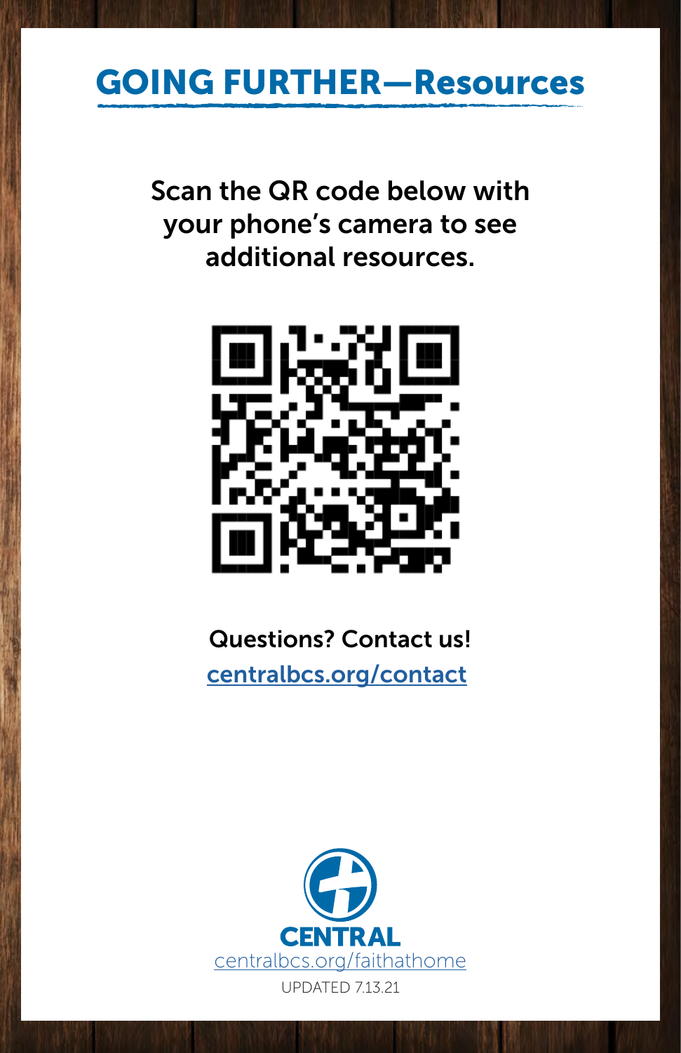# GOING FURTHER—Resources

Scan the QR code below with your phone's camera to see additional resources.

Questions? Contact us!

centralbcs.org/contact

CENTRAL

centralbcs.org/faithathome

UPDATED 7.13.21